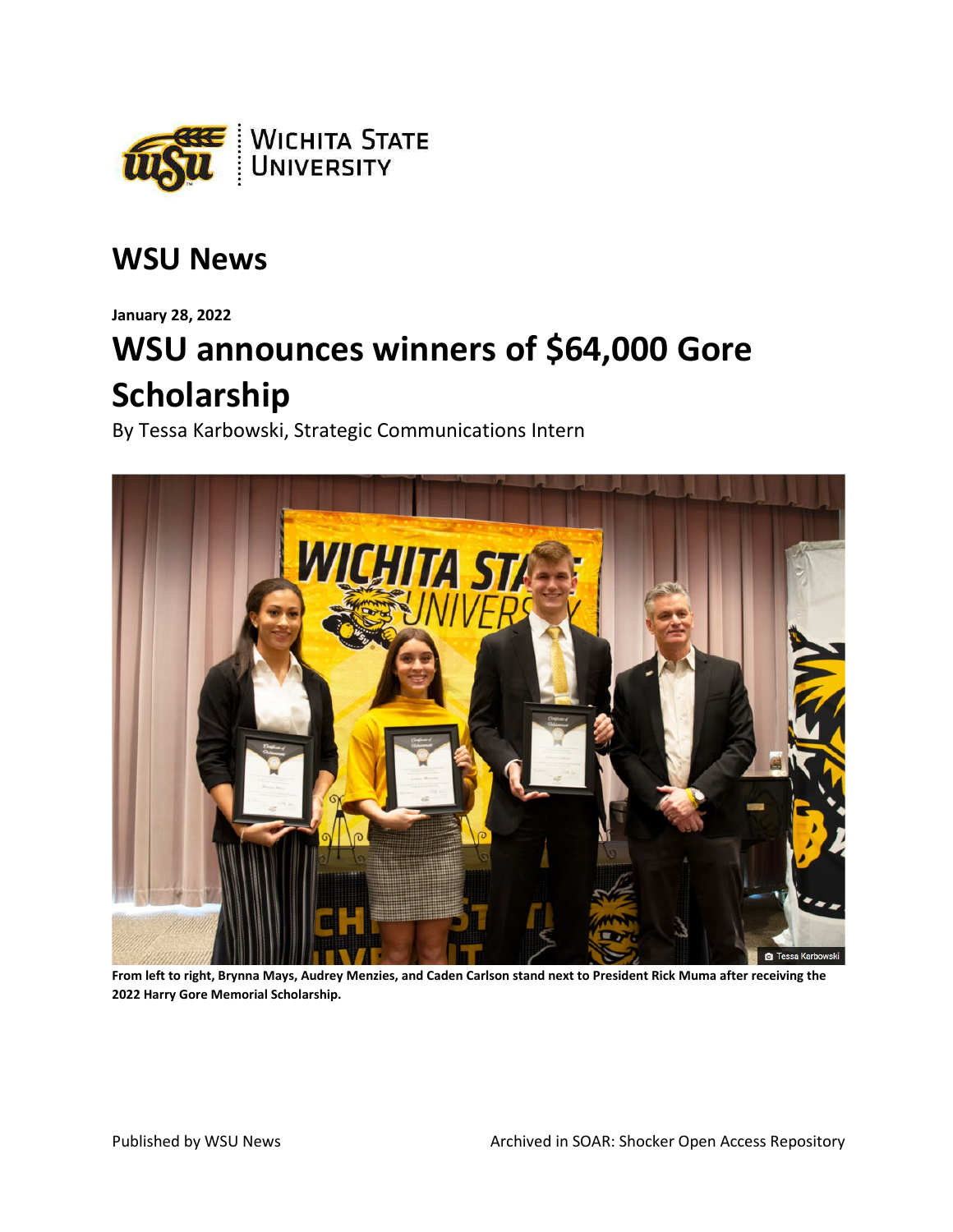## WSU News

**January 28, 2022**

# WSU announces winners of $64,000 Gore Scholarship

By Tessa Karbowski, Strategic Communications Intern

**From left to right, Brynna Mays, Audrey Menzies, and Caden Carlson stand next to President Rick Muma after receiving the 2022 Harry Gore Memorial Scholarship.**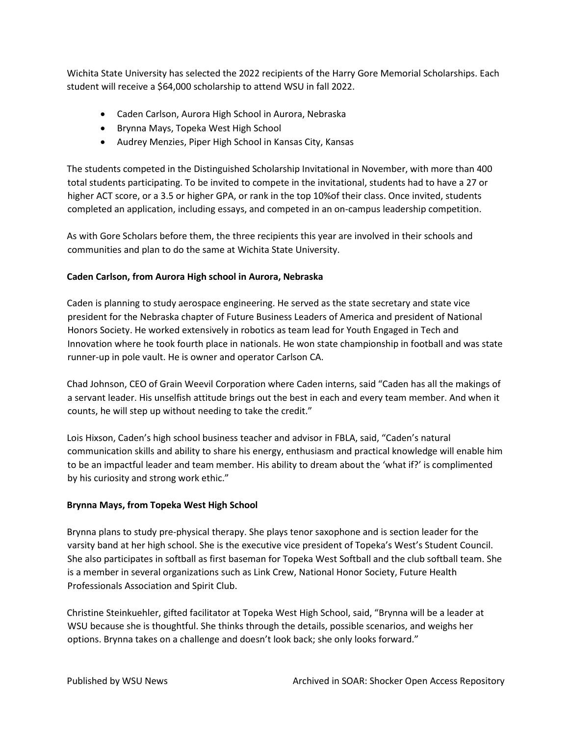Wichita State University has selected the 2022 recipients of the Harry Gore Memorial Scholarships. Each student will receive a $64,000 scholarship to attend WSU in fall 2022.

- Caden Carlson, Aurora High School in Aurora, Nebraska
- Brynna Mays, Topeka West High School
- Audrey Menzies, Piper High School in Kansas City, Kansas

The students competed in the Distinguished Scholarship Invitational in November, with more than 400 total students participating. To be invited to compete in the invitational, students had to have a 27 or higher ACT score, or a 3.5 or higher GPA, or rank in the top 10%of their class. Once invited, students completed an application, including essays, and competed in an on-campus leadership competition.

As with Gore Scholars before them, the three recipients this year are involved in their schools and communities and plan to do the same at Wichita State University.

**Caden Carlson, from Aurora High school in Aurora, Nebraska**

Caden is planning to study aerospace engineering. He served as the state secretary and state vice president for the Nebraska chapter of Future Business Leaders of America and president of National Honors Society. He worked extensively in robotics as team lead for Youth Engaged in Tech and Innovation where he took fourth place in nationals. He won state championship in football and was state runner-up in pole vault. He is owner and operator Carlson CA.

Chad Johnson, CEO of Grain Weevil Corporation where Caden interns, said "Caden has all the makings of a servant leader. His unselfish attitude brings out the best in each and every team member. And when it counts, he will step up without needing to take the credit."

Lois Hixson, Caden's high school business teacher and advisor in FBLA, said, "Caden's natural communication skills and ability to share his energy, enthusiasm and practical knowledge will enable him to be an impactful leader and team member. His ability to dream about the 'what if?' is complimented by his curiosity and strong work ethic."

**Brynna Mays, from Topeka West High School**

Brynna plans to study pre-physical therapy. She plays tenor saxophone and is section leader for the varsity band at her high school. She is the executive vice president of Topeka's West's Student Council. She also participates in softball as first baseman for Topeka West Softball and the club softball team. She is a member in several organizations such as Link Crew, National Honor Society, Future Health Professionals Association and Spirit Club.

Christine Steinkuehler, gifted facilitator at Topeka West High School, said, "Brynna will be a leader at WSU because she is thoughtful. She thinks through the details, possible scenarios, and weighs her options. Brynna takes on a challenge and doesn't look back; she only looks forward."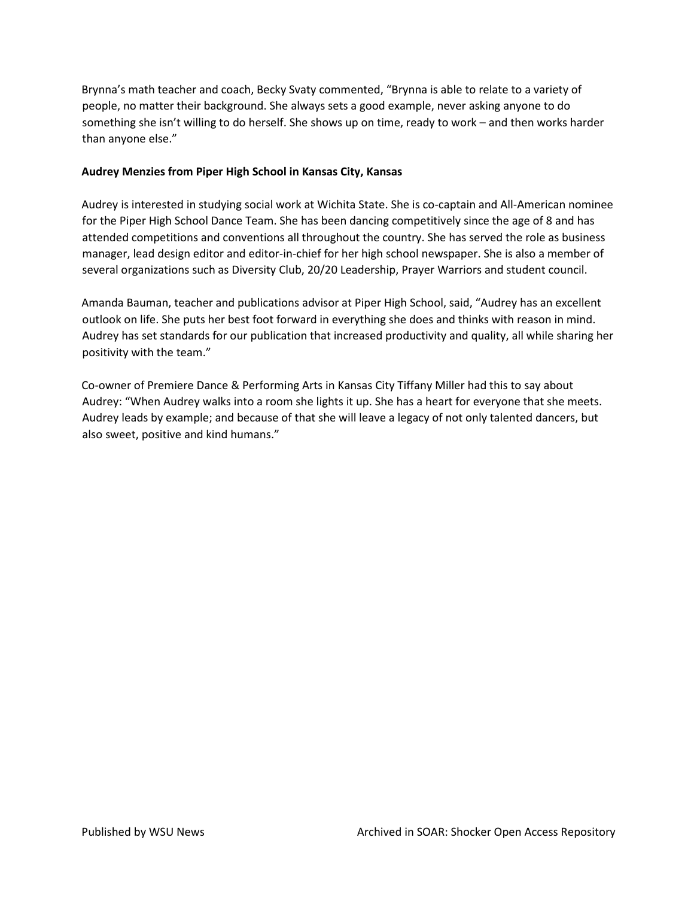Brynna's math teacher and coach, Becky Svaty commented, "Brynna is able to relate to a variety of people, no matter their background. She always sets a good example, never asking anyone to do something she isn't willing to do herself. She shows up on time, ready to work – and then works harder than anyone else."

**Audrey Menzies from Piper High School in Kansas City, Kansas**

Audrey is interested in studying social work at Wichita State. She is co-captain and All-American nominee for the Piper High School Dance Team. She has been dancing competitively since the age of 8 and has attended competitions and conventions all throughout the country. She has served the role as business manager, lead design editor and editor-in-chief for her high school newspaper. She is also a member of several organizations such as Diversity Club, 20/20 Leadership, Prayer Warriors and student council.

Amanda Bauman, teacher and publications advisor at Piper High School, said, "Audrey has an excellent outlook on life. She puts her best foot forward in everything she does and thinks with reason in mind. Audrey has set standards for our publication that increased productivity and quality, all while sharing her positivity with the team."

Co-owner of Premiere Dance & Performing Arts in Kansas City Tiffany Miller had this to say about Audrey: "When Audrey walks into a room she lights it up. She has a heart for everyone that she meets. Audrey leads by example; and because of that she will leave a legacy of not only talented dancers, but also sweet, positive and kind humans."